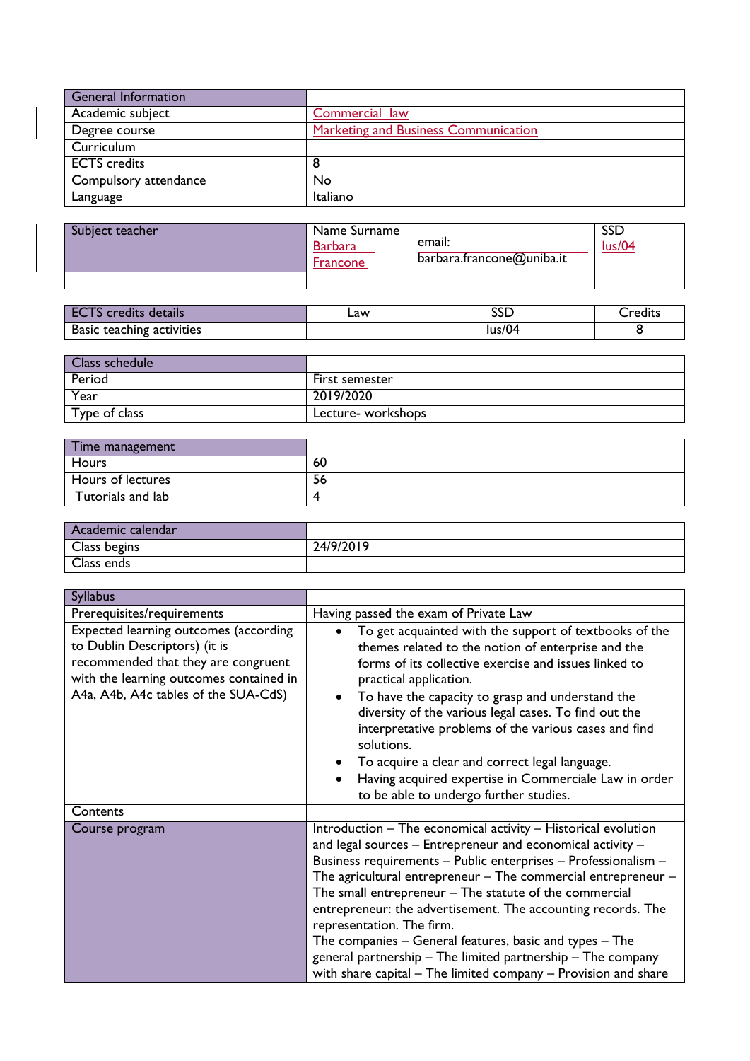| General Information | |
|---|---|
| Academic subject | Commercial law |
| Degree course | Marketing and Business Communication |
| Curriculum | |
| ECTS credits | 8 |
| Compulsory attendance | No |
| Language | Italiano |

| Subject teacher | Name Surname | email: | SSD |
|---|---|---|---|
| | Barbara Francone | barbara.francone@uniba.it | Ius/04 |
| | | | |

| ECTS credits details | Law | SSD | Credits |
|---|---|---|---|
| Basic teaching activities | | Ius/04 | 8 |

| Class schedule | |
|---|---|
| Period | First semester |
| Year | 2019/2020 |
| Type of class | Lecture- workshops |

| Time management | |
|---|---|
| Hours | 60 |
| Hours of lectures | 56 |
| Tutorials and lab | 4 |

| Academic calendar | |
|---|---|
| Class begins | 24/9/2019 |
| Class ends | |

| Syllabus | |
|---|---|
| Prerequisites/requirements | Having passed the exam of Private Law |
| Expected learning outcomes (according to Dublin Descriptors) (it is recommended that they are congruent with the learning outcomes contained in A4a, A4b, A4c tables of the SUA-CdS) | • To get acquainted with the support of textbooks of the themes related to the notion of enterprise and the forms of its collective exercise and issues linked to practical application.<br>• To have the capacity to grasp and understand the diversity of the various legal cases. To find out the interpretative problems of the various cases and find solutions.<br>• To acquire a clear and correct legal language.<br>• Having acquired expertise in Commerciale Law in order to be able to undergo further studies. |
| Contents | |
| Course program | Introduction – The economical activity – Historical evolution and legal sources – Entrepreneur and economical activity – Business requirements – Public enterprises – Professionalism – The agricultural entrepreneur – The commercial entrepreneur – The small entrepreneur – The statute of the commercial entrepreneur: the advertisement. The accounting records. The representation. The firm.<br>The companies – General features, basic and types – The general partnership – The limited partnership – The company with share capital – The limited company – Provision and share |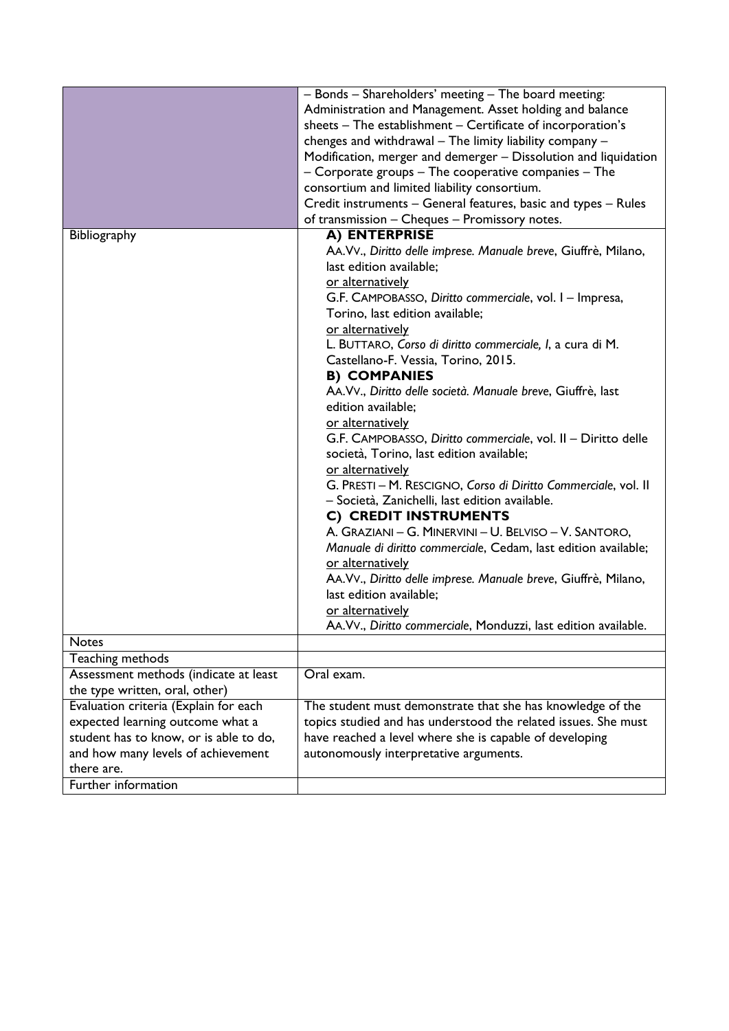| | |
|---|---|
| | – Bonds – Shareholders' meeting – The board meeting: Administration and Management. Asset holding and balance sheets – The establishment – Certificate of incorporation's chenges and withdrawal – The limity liability company – Modification, merger and demerger – Dissolution and liquidation – Corporate groups – The cooperative companies – The consortium and limited liability consortium.<br>Credit instruments – General features, basic and types – Rules of transmission – Cheques – Promissory notes. |
| Bibliography | **A) ENTERPRISE**<br>AA.VV., *Diritto delle imprese. Manuale breve*, Giuffrè, Milano, last edition available;<br>or alternatively<br>G.F. CAMPOBASSO, *Diritto commerciale*, vol. I – Impresa, Torino, last edition available;<br>or alternatively<br>L. BUTTARO, *Corso di diritto commerciale, I*, a cura di M. Castellano-F. Vessia, Torino, 2015.<br>**B) COMPANIES**<br>AA.VV., *Diritto delle società. Manuale breve*, Giuffrè, last edition available;<br>or alternatively<br>G.F. CAMPOBASSO, *Diritto commerciale*, vol. II – Diritto delle società, Torino, last edition available;<br>or alternatively<br>G. PRESTI – M. RESCIGNO, *Corso di Diritto Commerciale*, vol. II – Società, Zanichelli, last edition available.<br>**C) CREDIT INSTRUMENTS**<br>A. GRAZIANI – G. MINERVINI – U. BELVISO – V. SANTORO, *Manuale di diritto commerciale*, Cedam, last edition available;<br>or alternatively<br>AA.VV., *Diritto delle imprese. Manuale breve*, Giuffrè, Milano, last edition available;<br>or alternatively<br>AA.VV., *Diritto commerciale*, Monduzzi, last edition available. |
| Notes | |
| Teaching methods | |
| Assessment methods (indicate at least the type written, oral, other) | Oral exam. |
| Evaluation criteria (Explain for each expected learning outcome what a student has to know, or is able to do, and how many levels of achievement there are. | The student must demonstrate that she has knowledge of the topics studied and has understood the related issues. She must have reached a level where she is capable of developing autonomously interpretative arguments. |
| Further information | |